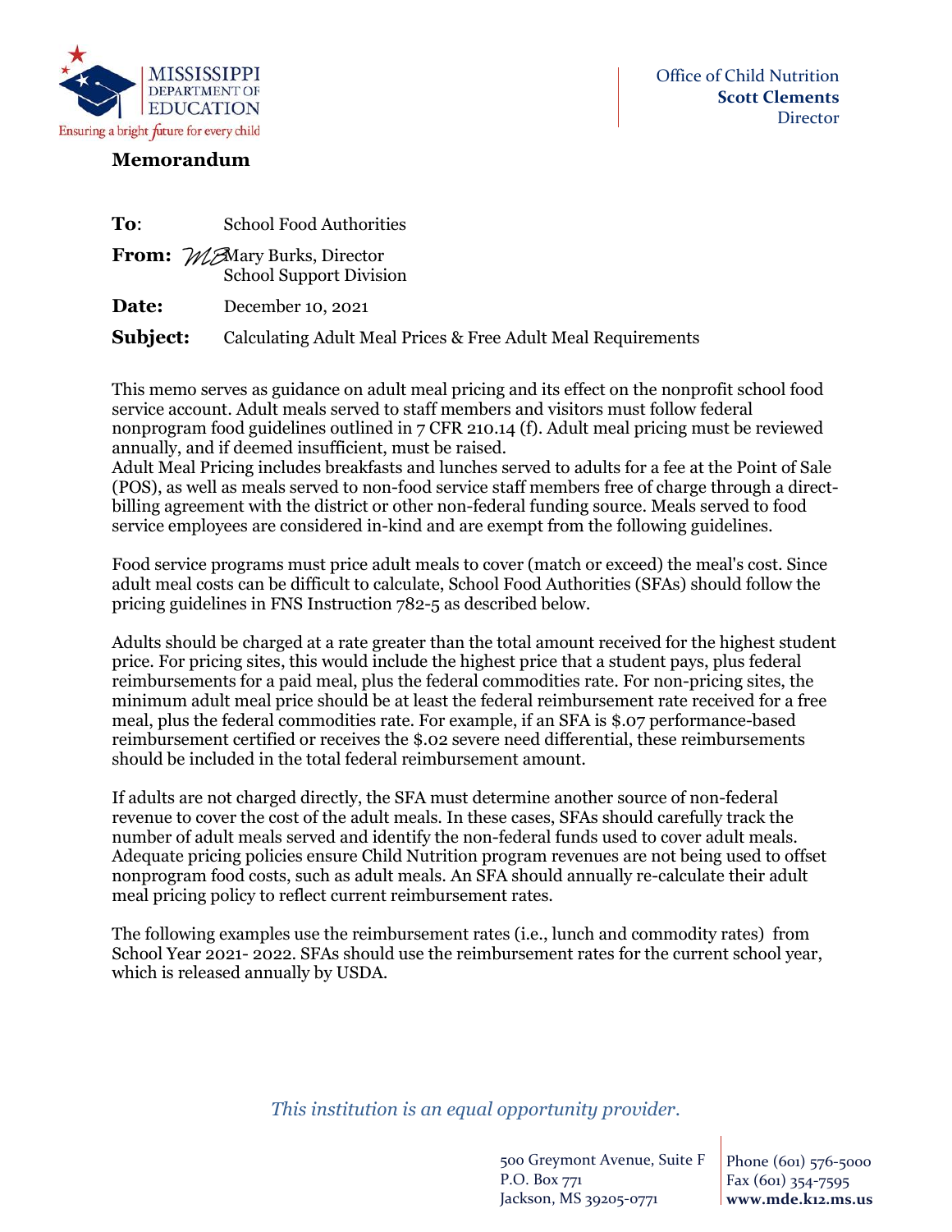Office of Child Nutrition
**Scott Clements**
Director

**Memorandum**

**To**: School Food Authorities

**From:** Mary Burks, Director
School Support Division

**Date:** December 10, 2021

**Subject:** Calculating Adult Meal Prices & Free Adult Meal Requirements

This memo serves as guidance on adult meal pricing and its effect on the nonprofit school food service account. Adult meals served to staff members and visitors must follow federal nonprogram food guidelines outlined in 7 CFR 210.14 (f). Adult meal pricing must be reviewed annually, and if deemed insufficient, must be raised.
Adult Meal Pricing includes breakfasts and lunches served to adults for a fee at the Point of Sale (POS), as well as meals served to non-food service staff members free of charge through a direct-billing agreement with the district or other non-federal funding source. Meals served to food service employees are considered in-kind and are exempt from the following guidelines.

Food service programs must price adult meals to cover (match or exceed) the meal's cost. Since adult meal costs can be difficult to calculate, School Food Authorities (SFAs) should follow the pricing guidelines in FNS Instruction 782-5 as described below.

Adults should be charged at a rate greater than the total amount received for the highest student price. For pricing sites, this would include the highest price that a student pays, plus federal reimbursements for a paid meal, plus the federal commodities rate. For non-pricing sites, the minimum adult meal price should be at least the federal reimbursement rate received for a free meal, plus the federal commodities rate. For example, if an SFA is $.07 performance-based reimbursement certified or receives the $.02 severe need differential, these reimbursements should be included in the total federal reimbursement amount.

If adults are not charged directly, the SFA must determine another source of non-federal revenue to cover the cost of the adult meals. In these cases, SFAs should carefully track the number of adult meals served and identify the non-federal funds used to cover adult meals. Adequate pricing policies ensure Child Nutrition program revenues are not being used to offset nonprogram food costs, such as adult meals. An SFA should annually re-calculate their adult meal pricing policy to reflect current reimbursement rates.

The following examples use the reimbursement rates (i.e., lunch and commodity rates) from School Year 2021- 2022. SFAs should use the reimbursement rates for the current school year, which is released annually by USDA.

*This institution is an equal opportunity provider.*

500 Greymont Avenue, Suite F
P.O. Box 771
Jackson, MS 39205-0771

Phone (601) 576-5000
Fax (601) 354-7595
**www.mde.k12.ms.us**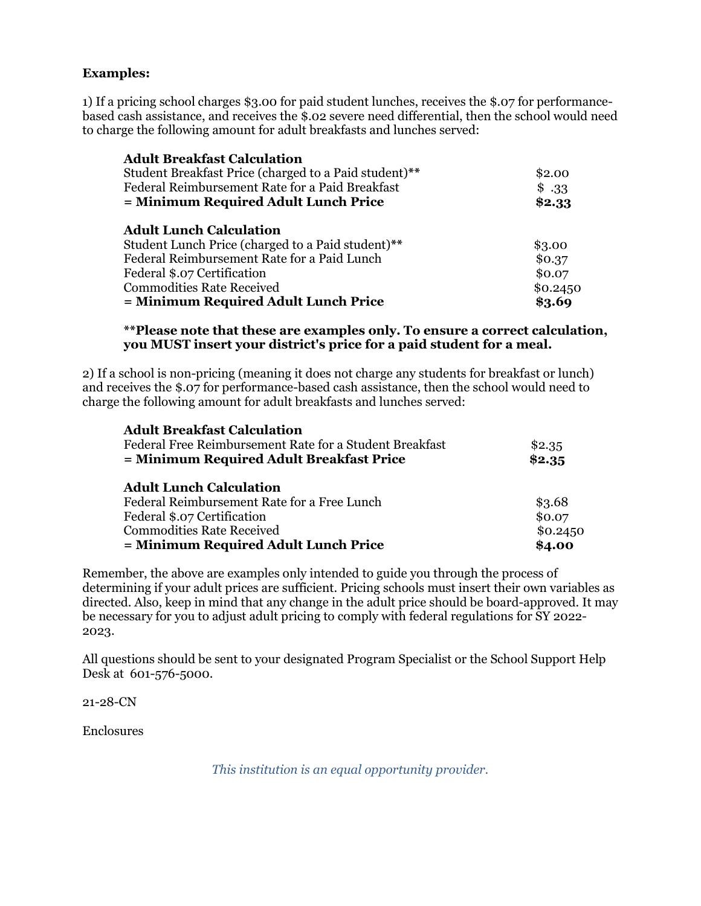**Examples:**

1) If a pricing school charges $3.00 for paid student lunches, receives the $.07 for performance-based cash assistance, and receives the $.02 severe need differential, then the school would need to charge the following amount for adult breakfasts and lunches served:

| | |
|---|---|
| **Adult Breakfast Calculation** | |
| Student Breakfast Price (charged to a Paid student)** | $2.00 |
| Federal Reimbursement Rate for a Paid Breakfast | $ .33 |
| **= Minimum Required Adult Lunch Price** | **$2.33** |

| | |
|---|---|
| **Adult Lunch Calculation** | |
| Student Lunch Price (charged to a Paid student)** | $3.00 |
| Federal Reimbursement Rate for a Paid Lunch | $0.37 |
| Federal $.07 Certification | $0.07 |
| Commodities Rate Received | $0.2450 |
| **= Minimum Required Adult Lunch Price** | **$3.69** |

****Please note that these are examples only. To ensure a correct calculation, you MUST insert your district's price for a paid student for a meal.**

2) If a school is non-pricing (meaning it does not charge any students for breakfast or lunch) and receives the $.07 for performance-based cash assistance, then the school would need to charge the following amount for adult breakfasts and lunches served:

| | |
|---|---|
| **Adult Breakfast Calculation** | |
| Federal Free Reimbursement Rate for a Student Breakfast | $2.35 |
| **= Minimum Required Adult Breakfast Price** | **$2.35** |

| | |
|---|---|
| **Adult Lunch Calculation** | |
| Federal Reimbursement Rate for a Free Lunch | $3.68 |
| Federal $.07 Certification | $0.07 |
| Commodities Rate Received | $0.2450 |
| **= Minimum Required Adult Lunch Price** | **$4.00** |

Remember, the above are examples only intended to guide you through the process of determining if your adult prices are sufficient. Pricing schools must insert their own variables as directed. Also, keep in mind that any change in the adult price should be board-approved. It may be necessary for you to adjust adult pricing to comply with federal regulations for SY 2022-2023.

All questions should be sent to your designated Program Specialist or the School Support Help Desk at 601-576-5000.

21-28-CN

Enclosures

*This institution is an equal opportunity provider.*